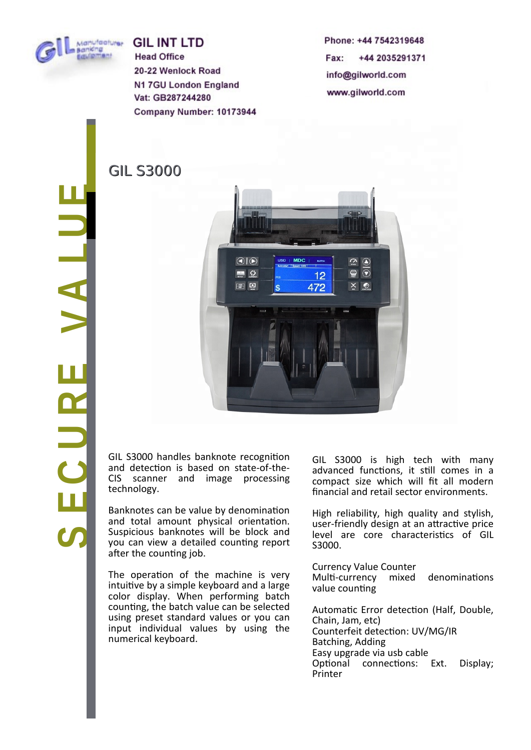**GIL INT LTD**
Head Office
20-22 Wenlock Road
N1 7GU London England
Vat: GB287244280
Company Number: 10173944

Phone: +44 7542319648
Fax: +44 2035291371
info@gilworld.com
www.gilworld.com

SECURE VALUE

# GIL S3000

GIL S3000 handles banknote recognition and detection is based on state-of-the-CIS scanner and image processing technology.

Banknotes can be value by denomination and total amount physical orientation. Suspicious banknotes will be block and you can view a detailed counting report after the counting job.

The operation of the machine is very intuitive by a simple keyboard and a large color display. When performing batch counting, the batch value can be selected using preset standard values or you can input individual values by using the numerical keyboard.

GIL S3000 is high tech with many advanced functions, it still comes in a compact size which will fit all modern financial and retail sector environments.

High reliability, high quality and stylish, user-friendly design at an attractive price level are core characteristics of GIL S3000.

Currency Value Counter
Multi-currency mixed denominations value counting

Automatic Error detection (Half, Double, Chain, Jam, etc)
Counterfeit detection: UV/MG/IR
Batching, Adding
Easy upgrade via usb cable
Optional connections: Ext. Display; Printer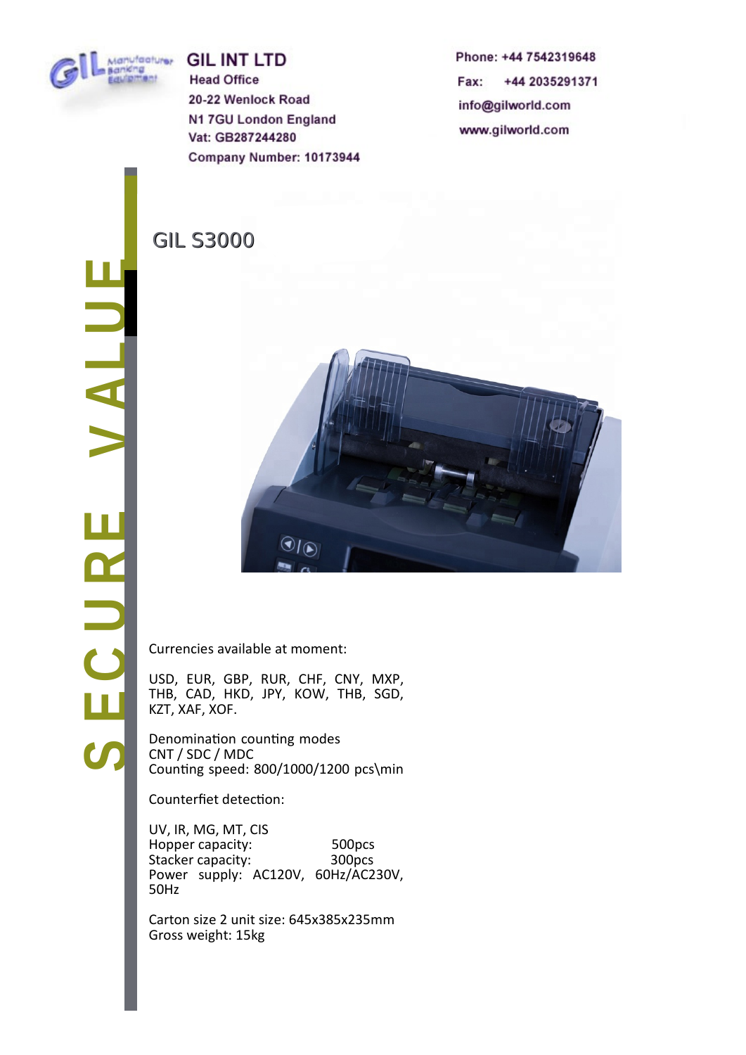GIL INT LTD
Head Office
20-22 Wenlock Road
N1 7GU London England
Vat: GB287244280
Company Number: 10173944

Phone: +44 7542319648
Fax: +44 2035291371
info@gilworld.com
www.gilworld.com

SECURE VALUE

# GIL S3000

Currencies available at moment:

USD, EUR, GBP, RUR, CHF, CNY, MXP, THB, CAD, HKD, JPY, KOW, THB, SGD, KZT, XAF, XOF.

Denomination counting modes
CNT / SDC / MDC
Counting speed: 800/1000/1200 pcs\min

Counterfiet detection:

UV, IR, MG, MT, CIS
Hopper capacity: 500pcs
Stacker capacity: 300pcs
Power supply: AC120V, 60Hz/AC230V, 50Hz

Carton size 2 unit size: 645x385x235mm
Gross weight: 15kg